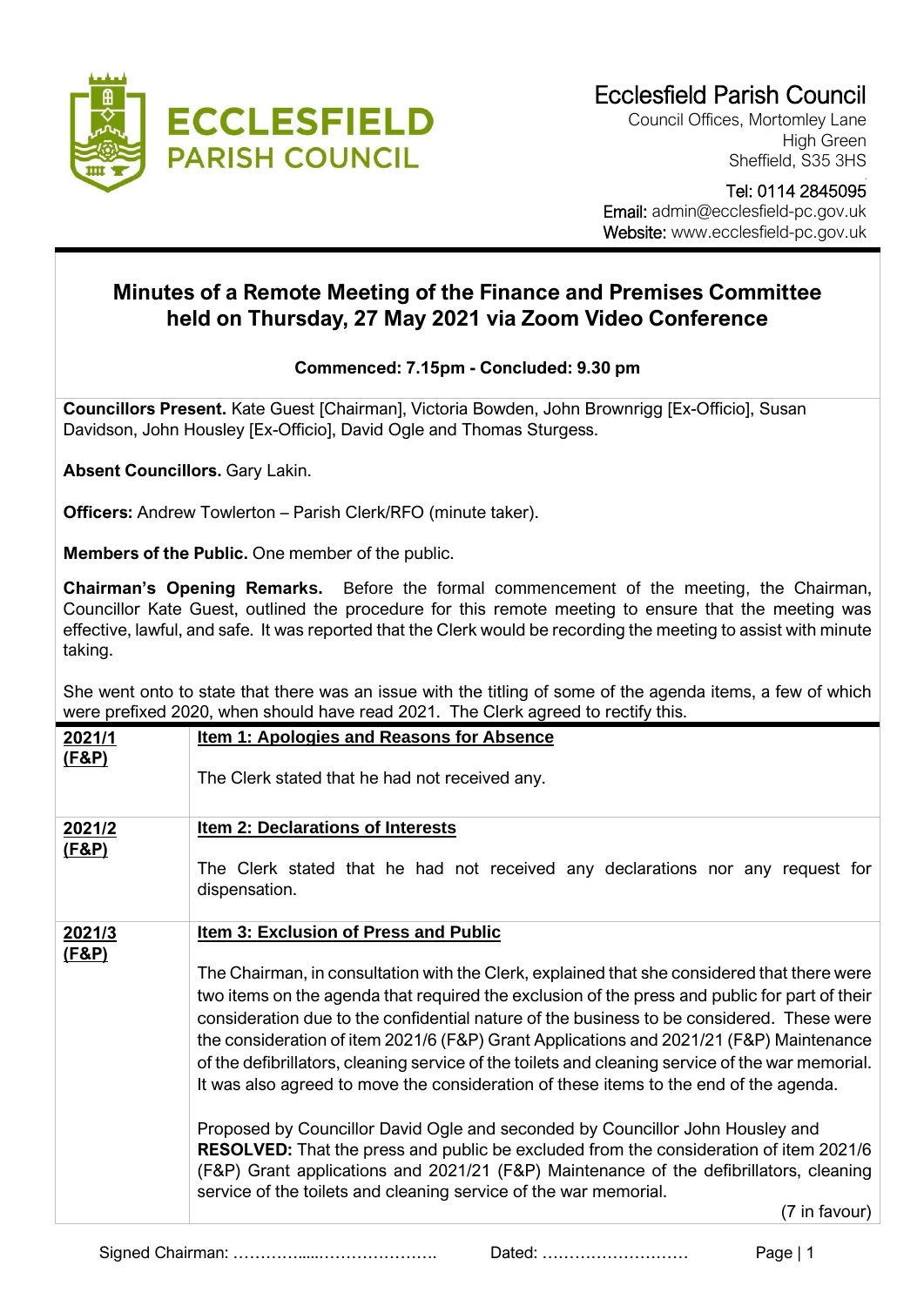Ecclesfield Parish Council
Council Offices, Mortomley Lane
High Green
Sheffield, S35 3HS

Tel: 0114 2845095
Email: admin@ecclesfield-pc.gov.uk
Website: www.ecclesfield-pc.gov.uk

# Minutes of a Remote Meeting of the Finance and Premises Committee held on Thursday, 27 May 2021 via Zoom Video Conference

**Commenced: 7.15pm - Concluded: 9.30 pm**

**Councillors Present.** Kate Guest [Chairman], Victoria Bowden, John Brownrigg [Ex-Officio], Susan Davidson, John Housley [Ex-Officio], David Ogle and Thomas Sturgess.

**Absent Councillors.** Gary Lakin.

**Officers:** Andrew Towlerton – Parish Clerk/RFO (minute taker).

**Members of the Public.** One member of the public.

**Chairman's Opening Remarks.** Before the formal commencement of the meeting, the Chairman, Councillor Kate Guest, outlined the procedure for this remote meeting to ensure that the meeting was effective, lawful, and safe. It was reported that the Clerk would be recording the meeting to assist with minute taking.

She went onto to state that there was an issue with the titling of some of the agenda items, a few of which were prefixed 2020, when should have read 2021. The Clerk agreed to rectify this.

| | |
|---|---|
| **2021/1 (F&P)** | **Item 1: Apologies and Reasons for Absence**<br><br>The Clerk stated that he had not received any. |
| **2021/2 (F&P)** | **Item 2: Declarations of Interests**<br><br>The Clerk stated that he had not received any declarations nor any request for dispensation. |
| **2021/3 (F&P)** | **Item 3: Exclusion of Press and Public**<br><br>The Chairman, in consultation with the Clerk, explained that she considered that there were two items on the agenda that required the exclusion of the press and public for part of their consideration due to the confidential nature of the business to be considered. These were the consideration of item 2021/6 (F&P) Grant Applications and 2021/21 (F&P) Maintenance of the defibrillators, cleaning service of the toilets and cleaning service of the war memorial. It was also agreed to move the consideration of these items to the end of the agenda.<br><br>Proposed by Councillor David Ogle and seconded by Councillor John Housley and **RESOLVED:** That the press and public be excluded from the consideration of item 2021/6 (F&P) Grant applications and 2021/21 (F&P) Maintenance of the defibrillators, cleaning service of the toilets and cleaning service of the war memorial.<br><br>(7 in favour) |

Signed Chairman: ……………......…………………. Dated: ………………………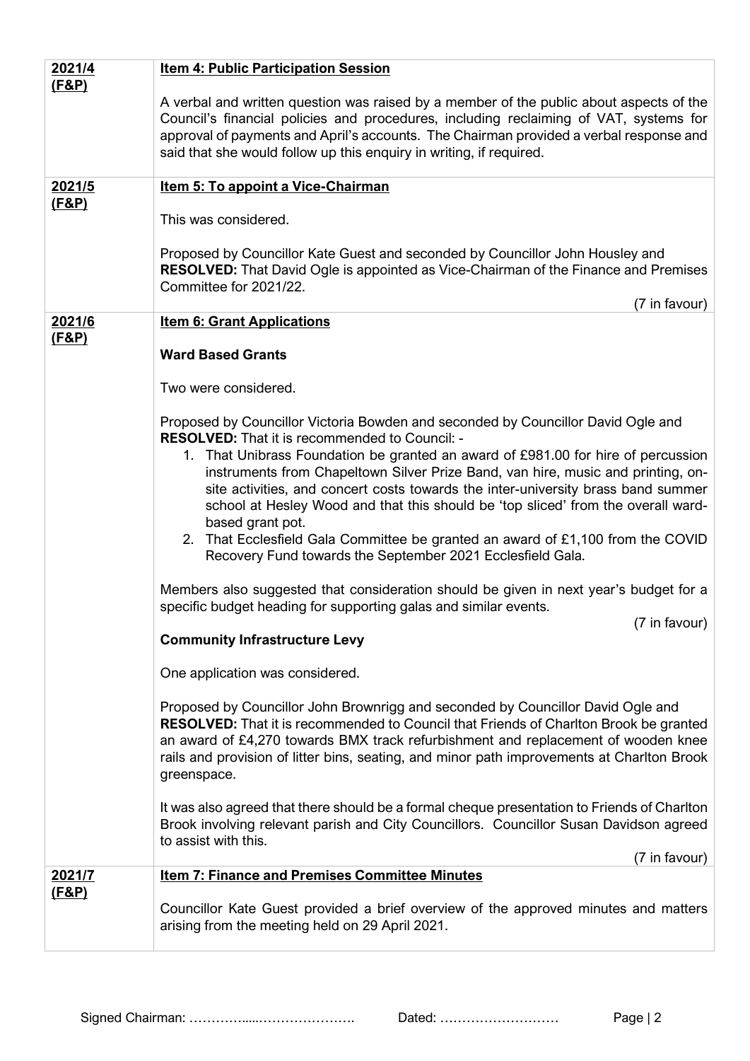| | |
|---|---|
| **2021/4 (F&P)** | **Item 4: Public Participation Session**<br><br>A verbal and written question was raised by a member of the public about aspects of the Council's financial policies and procedures, including reclaiming of VAT, systems for approval of payments and April's accounts. The Chairman provided a verbal response and said that she would follow up this enquiry in writing, if required. |
| **2021/5 (F&P)** | **Item 5: To appoint a Vice-Chairman**<br><br>This was considered.<br><br>Proposed by Councillor Kate Guest and seconded by Councillor John Housley and **RESOLVED:** That David Ogle is appointed as Vice-Chairman of the Finance and Premises Committee for 2021/22.<br><br>(7 in favour) |
| **2021/6 (F&P)** | **Item 6: Grant Applications**<br><br>**Ward Based Grants**<br><br>Two were considered.<br><br>Proposed by Councillor Victoria Bowden and seconded by Councillor David Ogle and **RESOLVED:** That it is recommended to Council: -<br>1. That Unibrass Foundation be granted an award of £981.00 for hire of percussion instruments from Chapeltown Silver Prize Band, van hire, music and printing, on-site activities, and concert costs towards the inter-university brass band summer school at Hesley Wood and that this should be 'top sliced' from the overall ward-based grant pot.<br>2. That Ecclesfield Gala Committee be granted an award of £1,100 from the COVID Recovery Fund towards the September 2021 Ecclesfield Gala.<br><br>Members also suggested that consideration should be given in next year's budget for a specific budget heading for supporting galas and similar events.<br><br>(7 in favour)<br><br>**Community Infrastructure Levy**<br><br>One application was considered.<br><br>Proposed by Councillor John Brownrigg and seconded by Councillor David Ogle and **RESOLVED:** That it is recommended to Council that Friends of Charlton Brook be granted an award of £4,270 towards BMX track refurbishment and replacement of wooden knee rails and provision of litter bins, seating, and minor path improvements at Charlton Brook greenspace.<br><br>It was also agreed that there should be a formal cheque presentation to Friends of Charlton Brook involving relevant parish and City Councillors. Councillor Susan Davidson agreed to assist with this.<br><br>(7 in favour) |
| **2021/7 (F&P)** | **Item 7: Finance and Premises Committee Minutes**<br><br>Councillor Kate Guest provided a brief overview of the approved minutes and matters arising from the meeting held on 29 April 2021. |

Signed Chairman: ……………....…………………. Dated: ………………………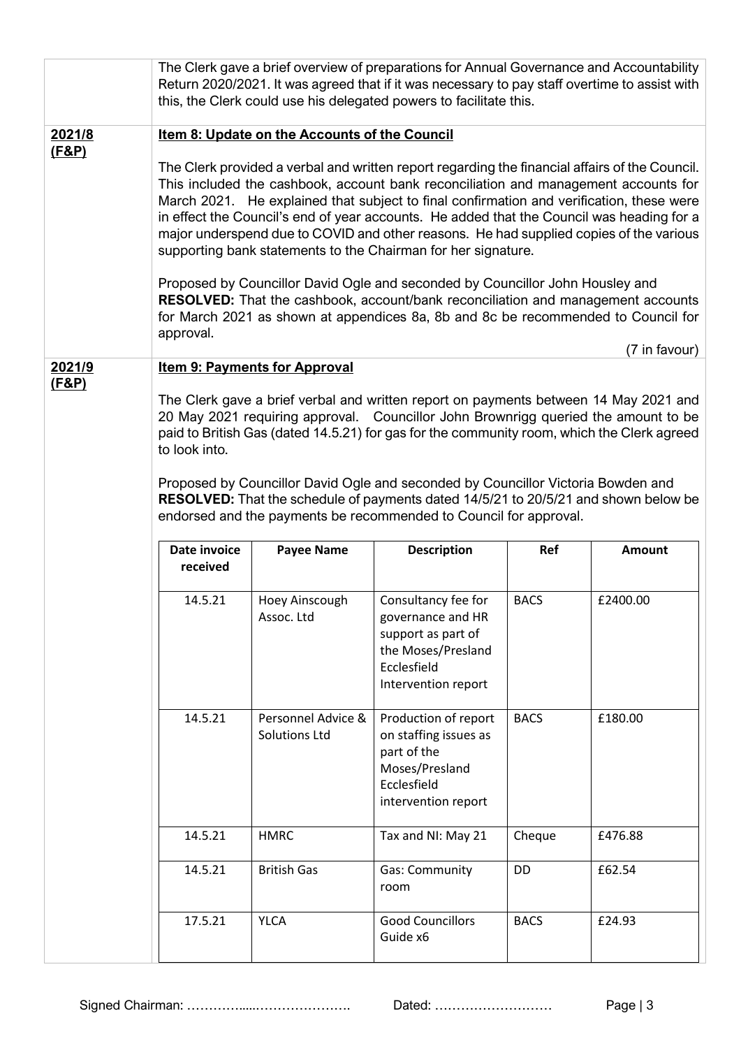The Clerk gave a brief overview of preparations for Annual Governance and Accountability Return 2020/2021. It was agreed that if it was necessary to pay staff overtime to assist with this, the Clerk could use his delegated powers to facilitate this.

**2021/8 (F&P)**

**Item 8: Update on the Accounts of the Council**

The Clerk provided a verbal and written report regarding the financial affairs of the Council. This included the cashbook, account bank reconciliation and management accounts for March 2021. He explained that subject to final confirmation and verification, these were in effect the Council's end of year accounts. He added that the Council was heading for a major underspend due to COVID and other reasons. He had supplied copies of the various supporting bank statements to the Chairman for her signature.

Proposed by Councillor David Ogle and seconded by Councillor John Housley and **RESOLVED:** That the cashbook, account/bank reconciliation and management accounts for March 2021 as shown at appendices 8a, 8b and 8c be recommended to Council for approval.

(7 in favour)

**2021/9 (F&P)**

**Item 9: Payments for Approval**

The Clerk gave a brief verbal and written report on payments between 14 May 2021 and 20 May 2021 requiring approval. Councillor John Brownrigg queried the amount to be paid to British Gas (dated 14.5.21) for gas for the community room, which the Clerk agreed to look into.

Proposed by Councillor David Ogle and seconded by Councillor Victoria Bowden and **RESOLVED:** That the schedule of payments dated 14/5/21 to 20/5/21 and shown below be endorsed and the payments be recommended to Council for approval.

| Date invoice received | Payee Name | Description | Ref | Amount |
|---|---|---|---|---|
| 14.5.21 | Hoey Ainscough Assoc. Ltd | Consultancy fee for governance and HR support as part of the Moses/Presland Ecclesfield Intervention report | BACS | £2400.00 |
| 14.5.21 | Personnel Advice & Solutions Ltd | Production of report on staffing issues as part of the Moses/Presland Ecclesfield intervention report | BACS | £180.00 |
| 14.5.21 | HMRC | Tax and NI: May 21 | Cheque | £476.88 |
| 14.5.21 | British Gas | Gas: Community room | DD | £62.54 |
| 17.5.21 | YLCA | Good Councillors Guide x6 | BACS | £24.93 |

Signed Chairman: ……………......…………………. Dated: ………………………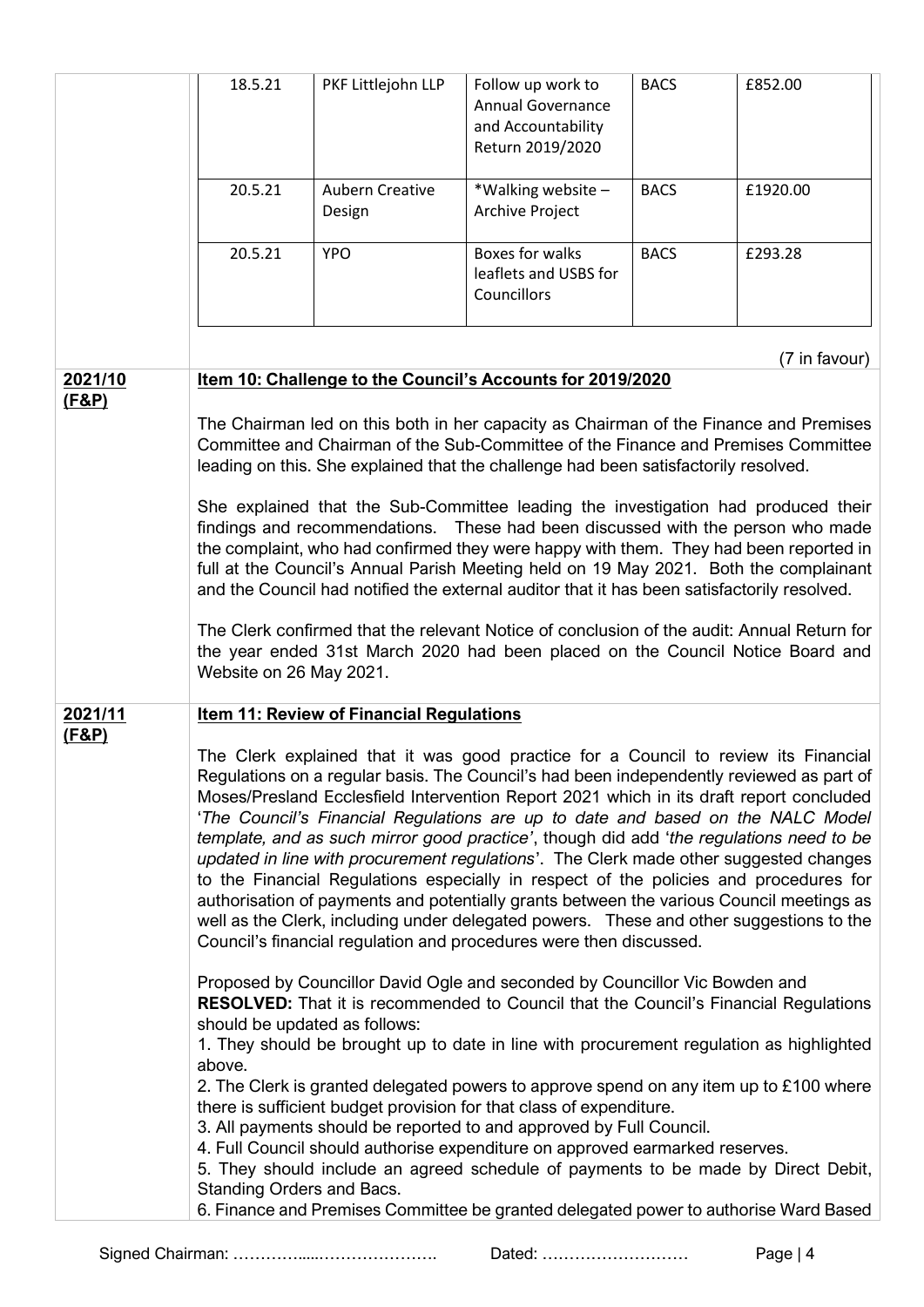| 18.5.21 | PKF Littlejohn LLP | Follow up work to Annual Governance and Accountability Return 2019/2020 | BACS | £852.00 |
|---|---|---|---|---|
| 20.5.21 | Aubern Creative Design | *Walking website – Archive Project | BACS | £1920.00 |
| 20.5.21 | YPO | Boxes for walks leaflets and USBS for Councillors | BACS | £293.28 |

(7 in favour)

**2021/10 (F&P)**

**Item 10: Challenge to the Council's Accounts for 2019/2020**

The Chairman led on this both in her capacity as Chairman of the Finance and Premises Committee and Chairman of the Sub-Committee of the Finance and Premises Committee leading on this. She explained that the challenge had been satisfactorily resolved.

She explained that the Sub-Committee leading the investigation had produced their findings and recommendations. These had been discussed with the person who made the complaint, who had confirmed they were happy with them. They had been reported in full at the Council's Annual Parish Meeting held on 19 May 2021. Both the complainant and the Council had notified the external auditor that it has been satisfactorily resolved.

The Clerk confirmed that the relevant Notice of conclusion of the audit: Annual Return for the year ended 31st March 2020 had been placed on the Council Notice Board and Website on 26 May 2021.

**2021/11 (F&P)**

**Item 11: Review of Financial Regulations**

The Clerk explained that it was good practice for a Council to review its Financial Regulations on a regular basis. The Council's had been independently reviewed as part of Moses/Presland Ecclesfield Intervention Report 2021 which in its draft report concluded '*The Council's Financial Regulations are up to date and based on the NALC Model template, and as such mirror good practice*', though did add '*the regulations need to be updated in line with procurement regulations*'. The Clerk made other suggested changes to the Financial Regulations especially in respect of the policies and procedures for authorisation of payments and potentially grants between the various Council meetings as well as the Clerk, including under delegated powers. These and other suggestions to the Council's financial regulation and procedures were then discussed.

Proposed by Councillor David Ogle and seconded by Councillor Vic Bowden and
**RESOLVED:** That it is recommended to Council that the Council's Financial Regulations should be updated as follows:
1. They should be brought up to date in line with procurement regulation as highlighted above.
2. The Clerk is granted delegated powers to approve spend on any item up to £100 where there is sufficient budget provision for that class of expenditure.
3. All payments should be reported to and approved by Full Council.
4. Full Council should authorise expenditure on approved earmarked reserves.
5. They should include an agreed schedule of payments to be made by Direct Debit, Standing Orders and Bacs.
6. Finance and Premises Committee be granted delegated power to authorise Ward Based

Signed Chairman: …………....…………………. Dated: ………………………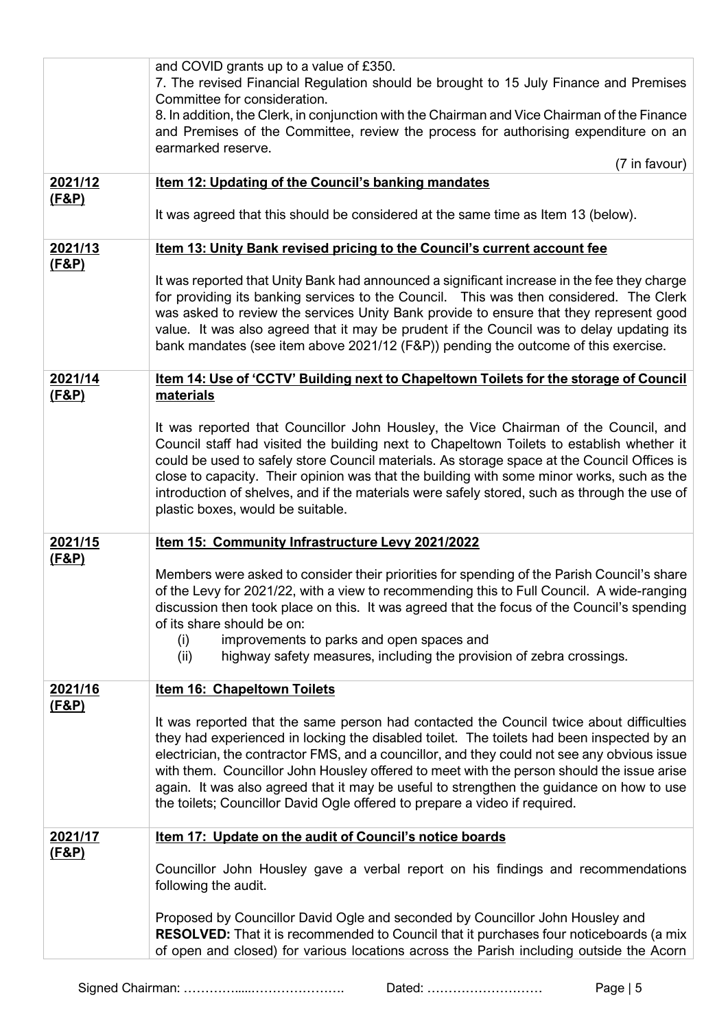| | |
|---|---|
| | and COVID grants up to a value of £350.<br>7. The revised Financial Regulation should be brought to 15 July Finance and Premises Committee for consideration.<br>8. In addition, the Clerk, in conjunction with the Chairman and Vice Chairman of the Finance and Premises of the Committee, review the process for authorising expenditure on an earmarked reserve.<br>(7 in favour) |
| **2021/12 (F&P)** | **Item 12: Updating of the Council's banking mandates**<br><br>It was agreed that this should be considered at the same time as Item 13 (below). |
| **2021/13 (F&P)** | **Item 13: Unity Bank revised pricing to the Council's current account fee**<br><br>It was reported that Unity Bank had announced a significant increase in the fee they charge for providing its banking services to the Council. This was then considered. The Clerk was asked to review the services Unity Bank provide to ensure that they represent good value. It was also agreed that it may be prudent if the Council was to delay updating its bank mandates (see item above 2021/12 (F&P)) pending the outcome of this exercise. |
| **2021/14 (F&P)** | **Item 14: Use of 'CCTV' Building next to Chapeltown Toilets for the storage of Council materials**<br><br>It was reported that Councillor John Housley, the Vice Chairman of the Council, and Council staff had visited the building next to Chapeltown Toilets to establish whether it could be used to safely store Council materials. As storage space at the Council Offices is close to capacity. Their opinion was that the building with some minor works, such as the introduction of shelves, and if the materials were safely stored, such as through the use of plastic boxes, would be suitable. |
| **2021/15 (F&P)** | **Item 15: Community Infrastructure Levy 2021/2022**<br><br>Members were asked to consider their priorities for spending of the Parish Council's share of the Levy for 2021/22, with a view to recommending this to Full Council. A wide-ranging discussion then took place on this. It was agreed that the focus of the Council's spending of its share should be on:<br>(i) improvements to parks and open spaces and<br>(ii) highway safety measures, including the provision of zebra crossings. |
| **2021/16 (F&P)** | **Item 16: Chapeltown Toilets**<br><br>It was reported that the same person had contacted the Council twice about difficulties they had experienced in locking the disabled toilet. The toilets had been inspected by an electrician, the contractor FMS, and a councillor, and they could not see any obvious issue with them. Councillor John Housley offered to meet with the person should the issue arise again. It was also agreed that it may be useful to strengthen the guidance on how to use the toilets; Councillor David Ogle offered to prepare a video if required. |
| **2021/17 (F&P)** | **Item 17: Update on the audit of Council's notice boards**<br><br>Councillor John Housley gave a verbal report on his findings and recommendations following the audit.<br><br>Proposed by Councillor David Ogle and seconded by Councillor John Housley and<br>**RESOLVED:** That it is recommended to Council that it purchases four noticeboards (a mix of open and closed) for various locations across the Parish including outside the Acorn |

Signed Chairman: ……………....…………………. Dated: ………………………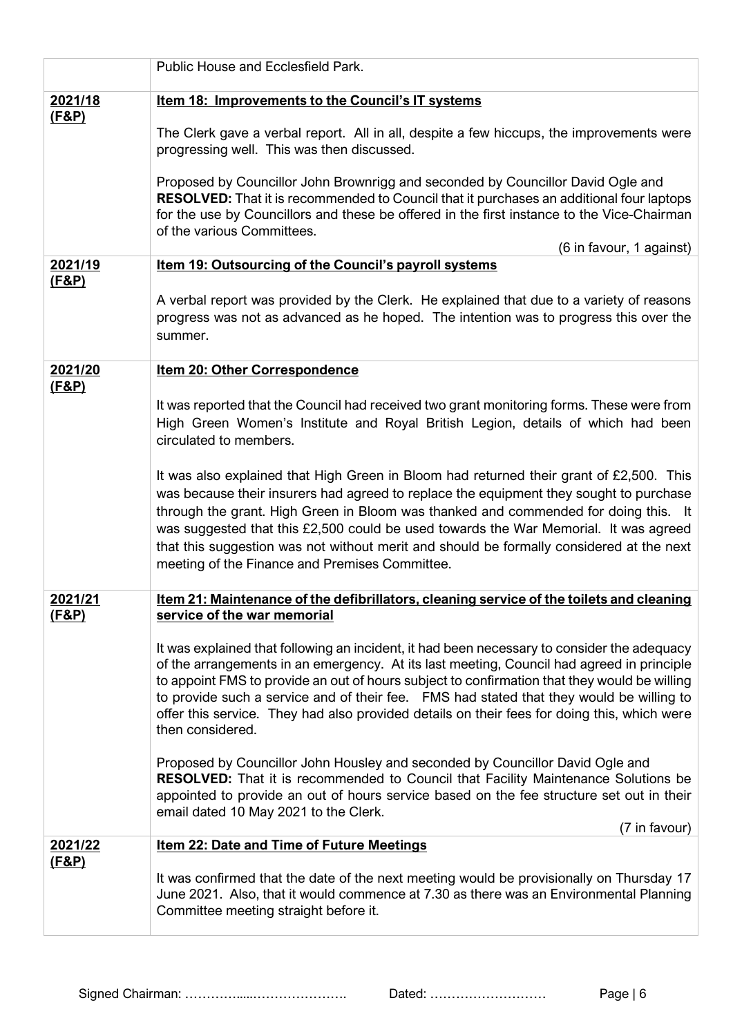| | |
|---|---|
| | Public House and Ecclesfield Park. |
| **2021/18 (F&P)** | **Item 18: Improvements to the Council's IT systems**<br><br>The Clerk gave a verbal report. All in all, despite a few hiccups, the improvements were progressing well. This was then discussed.<br><br>Proposed by Councillor John Brownrigg and seconded by Councillor David Ogle and **RESOLVED:** That it is recommended to Council that it purchases an additional four laptops for the use by Councillors and these be offered in the first instance to the Vice-Chairman of the various Committees.<br><br>(6 in favour, 1 against) |
| **2021/19 (F&P)** | **Item 19: Outsourcing of the Council's payroll systems**<br><br>A verbal report was provided by the Clerk. He explained that due to a variety of reasons progress was not as advanced as he hoped. The intention was to progress this over the summer. |
| **2021/20 (F&P)** | **Item 20: Other Correspondence**<br><br>It was reported that the Council had received two grant monitoring forms. These were from High Green Women's Institute and Royal British Legion, details of which had been circulated to members.<br><br>It was also explained that High Green in Bloom had returned their grant of £2,500. This was because their insurers had agreed to replace the equipment they sought to purchase through the grant. High Green in Bloom was thanked and commended for doing this. It was suggested that this £2,500 could be used towards the War Memorial. It was agreed that this suggestion was not without merit and should be formally considered at the next meeting of the Finance and Premises Committee. |
| **2021/21 (F&P)** | **Item 21: Maintenance of the defibrillators, cleaning service of the toilets and cleaning service of the war memorial**<br><br>It was explained that following an incident, it had been necessary to consider the adequacy of the arrangements in an emergency. At its last meeting, Council had agreed in principle to appoint FMS to provide an out of hours subject to confirmation that they would be willing to provide such a service and of their fee. FMS had stated that they would be willing to offer this service. They had also provided details on their fees for doing this, which were then considered.<br><br>Proposed by Councillor John Housley and seconded by Councillor David Ogle and **RESOLVED:** That it is recommended to Council that Facility Maintenance Solutions be appointed to provide an out of hours service based on the fee structure set out in their email dated 10 May 2021 to the Clerk.<br><br>(7 in favour) |
| **2021/22 (F&P)** | **Item 22: Date and Time of Future Meetings**<br><br>It was confirmed that the date of the next meeting would be provisionally on Thursday 17 June 2021. Also, that it would commence at 7.30 as there was an Environmental Planning Committee meeting straight before it. |

Signed Chairman: …………....…………………. Dated: ………………………